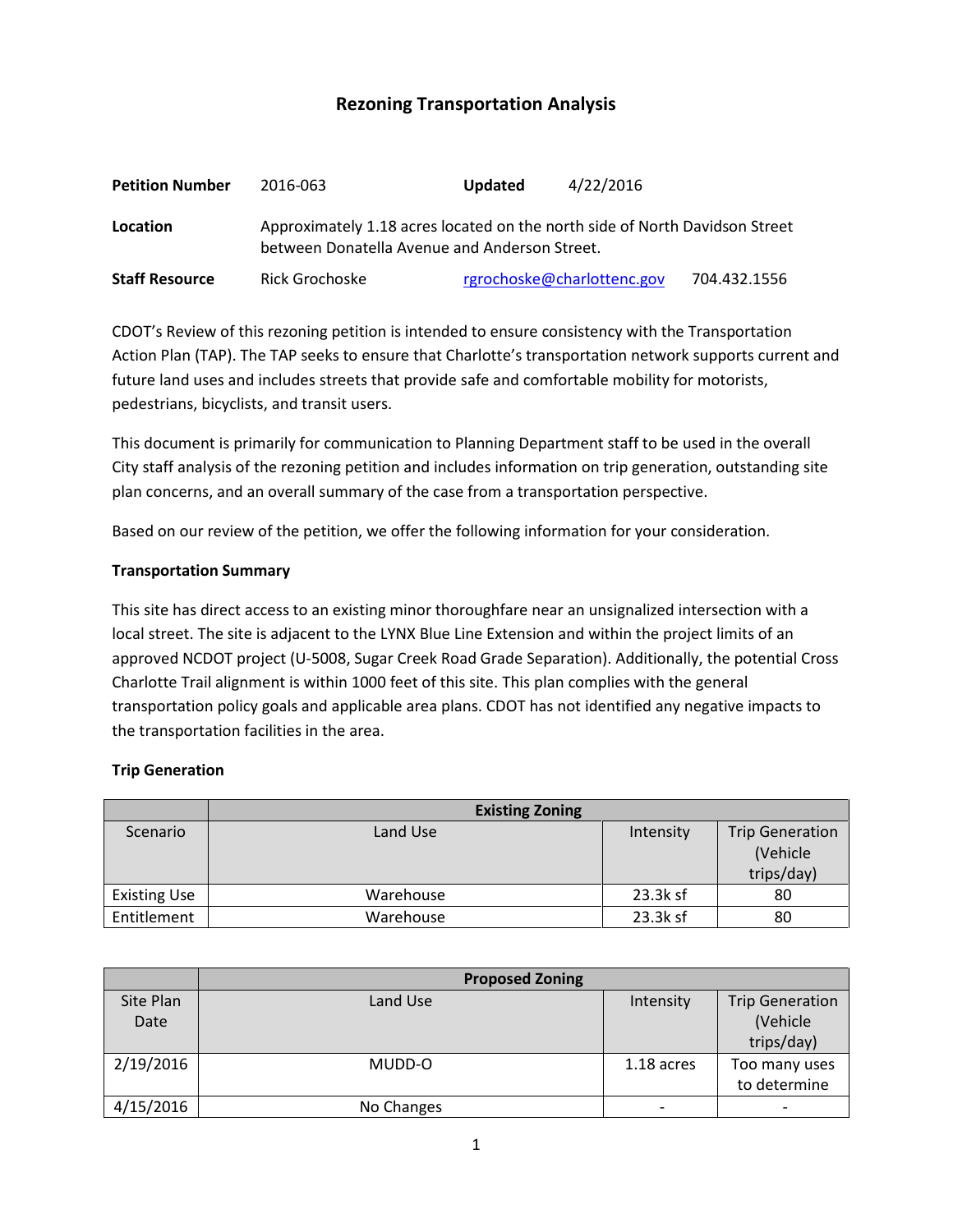# Rezoning Transportation Analysis

| | | | |
|---|---|---|---|
| **Petition Number** | 2016-063 | **Updated** | 4/22/2016 |
| **Location** | Approximately 1.18 acres located on the north side of North Davidson Street between Donatella Avenue and Anderson Street. | | |
| **Staff Resource** | Rick Grochoske | rgrochoske@charlottenc.gov | 704.432.1556 |

CDOT's Review of this rezoning petition is intended to ensure consistency with the Transportation Action Plan (TAP). The TAP seeks to ensure that Charlotte's transportation network supports current and future land uses and includes streets that provide safe and comfortable mobility for motorists, pedestrians, bicyclists, and transit users.

This document is primarily for communication to Planning Department staff to be used in the overall City staff analysis of the rezoning petition and includes information on trip generation, outstanding site plan concerns, and an overall summary of the case from a transportation perspective.

Based on our review of the petition, we offer the following information for your consideration.

**Transportation Summary**

This site has direct access to an existing minor thoroughfare near an unsignalized intersection with a local street. The site is adjacent to the LYNX Blue Line Extension and within the project limits of an approved NCDOT project (U-5008, Sugar Creek Road Grade Separation). Additionally, the potential Cross Charlotte Trail alignment is within 1000 feet of this site. This plan complies with the general transportation policy goals and applicable area plans. CDOT has not identified any negative impacts to the transportation facilities in the area.

**Trip Generation**

| | **Existing Zoning** | | |
|---|---|---|---|
| Scenario | Land Use | Intensity | Trip Generation (Vehicle trips/day) |
| Existing Use | Warehouse | 23.3k sf | 80 |
| Entitlement | Warehouse | 23.3k sf | 80 |

| | **Proposed Zoning** | | |
|---|---|---|---|
| Site Plan Date | Land Use | Intensity | Trip Generation (Vehicle trips/day) |
| 2/19/2016 | MUDD-O | 1.18 acres | Too many uses to determine |
| 4/15/2016 | No Changes | - | - |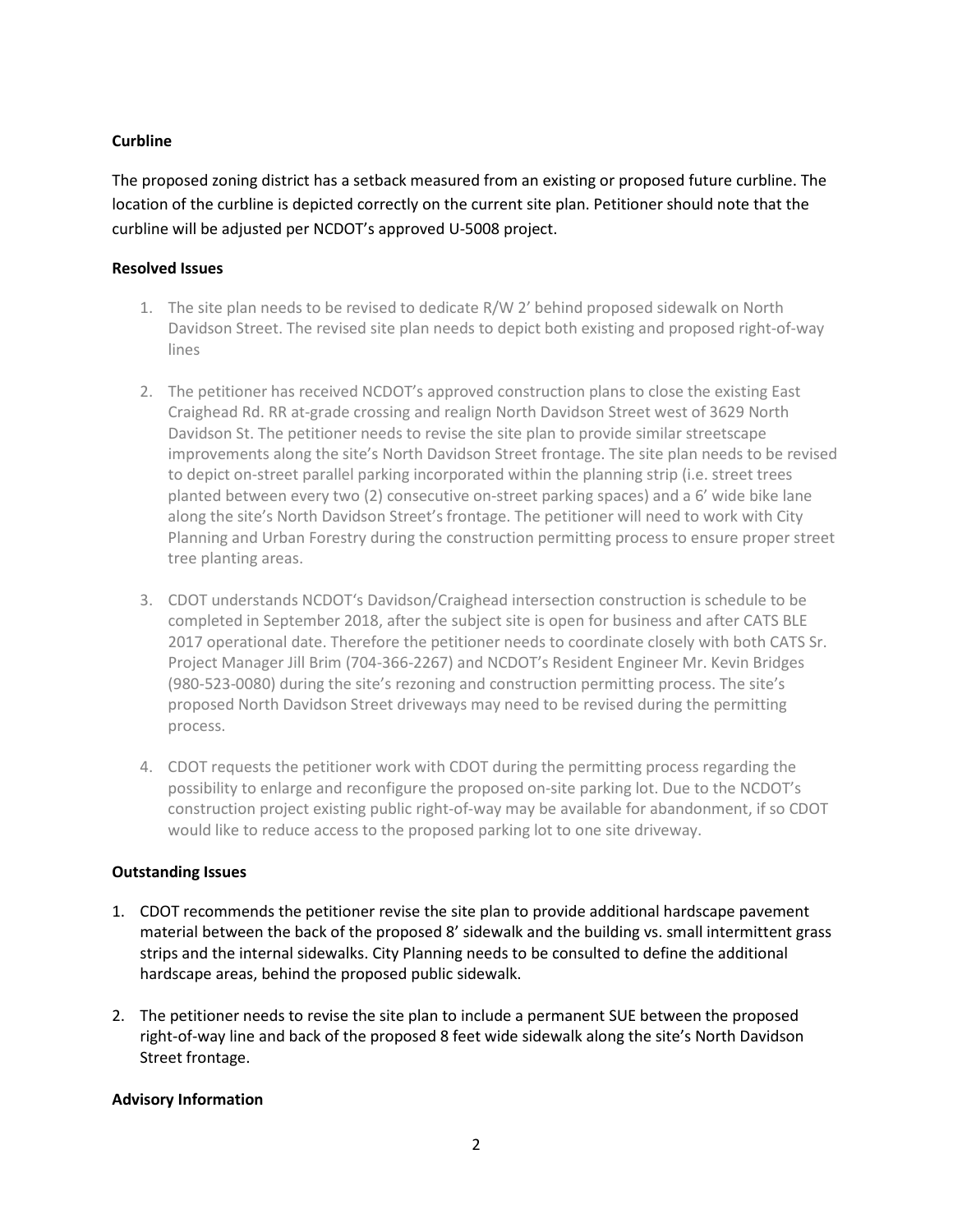**Curbline**

The proposed zoning district has a setback measured from an existing or proposed future curbline. The location of the curbline is depicted correctly on the current site plan. Petitioner should note that the curbline will be adjusted per NCDOT's approved U-5008 project.

**Resolved Issues**

1. The site plan needs to be revised to dedicate R/W 2' behind proposed sidewalk on North Davidson Street. The revised site plan needs to depict both existing and proposed right-of-way lines

2. The petitioner has received NCDOT's approved construction plans to close the existing East Craighead Rd. RR at-grade crossing and realign North Davidson Street west of 3629 North Davidson St. The petitioner needs to revise the site plan to provide similar streetscape improvements along the site's North Davidson Street frontage. The site plan needs to be revised to depict on-street parallel parking incorporated within the planning strip (i.e. street trees planted between every two (2) consecutive on-street parking spaces) and a 6' wide bike lane along the site's North Davidson Street's frontage. The petitioner will need to work with City Planning and Urban Forestry during the construction permitting process to ensure proper street tree planting areas.

3. CDOT understands NCDOT's Davidson/Craighead intersection construction is schedule to be completed in September 2018, after the subject site is open for business and after CATS BLE 2017 operational date. Therefore the petitioner needs to coordinate closely with both CATS Sr. Project Manager Jill Brim (704-366-2267) and NCDOT's Resident Engineer Mr. Kevin Bridges (980-523-0080) during the site's rezoning and construction permitting process. The site's proposed North Davidson Street driveways may need to be revised during the permitting process.

4. CDOT requests the petitioner work with CDOT during the permitting process regarding the possibility to enlarge and reconfigure the proposed on-site parking lot. Due to the NCDOT's construction project existing public right-of-way may be available for abandonment, if so CDOT would like to reduce access to the proposed parking lot to one site driveway.

**Outstanding Issues**

1. CDOT recommends the petitioner revise the site plan to provide additional hardscape pavement material between the back of the proposed 8' sidewalk and the building vs. small intermittent grass strips and the internal sidewalks. City Planning needs to be consulted to define the additional hardscape areas, behind the proposed public sidewalk.

2. The petitioner needs to revise the site plan to include a permanent SUE between the proposed right-of-way line and back of the proposed 8 feet wide sidewalk along the site's North Davidson Street frontage.

**Advisory Information**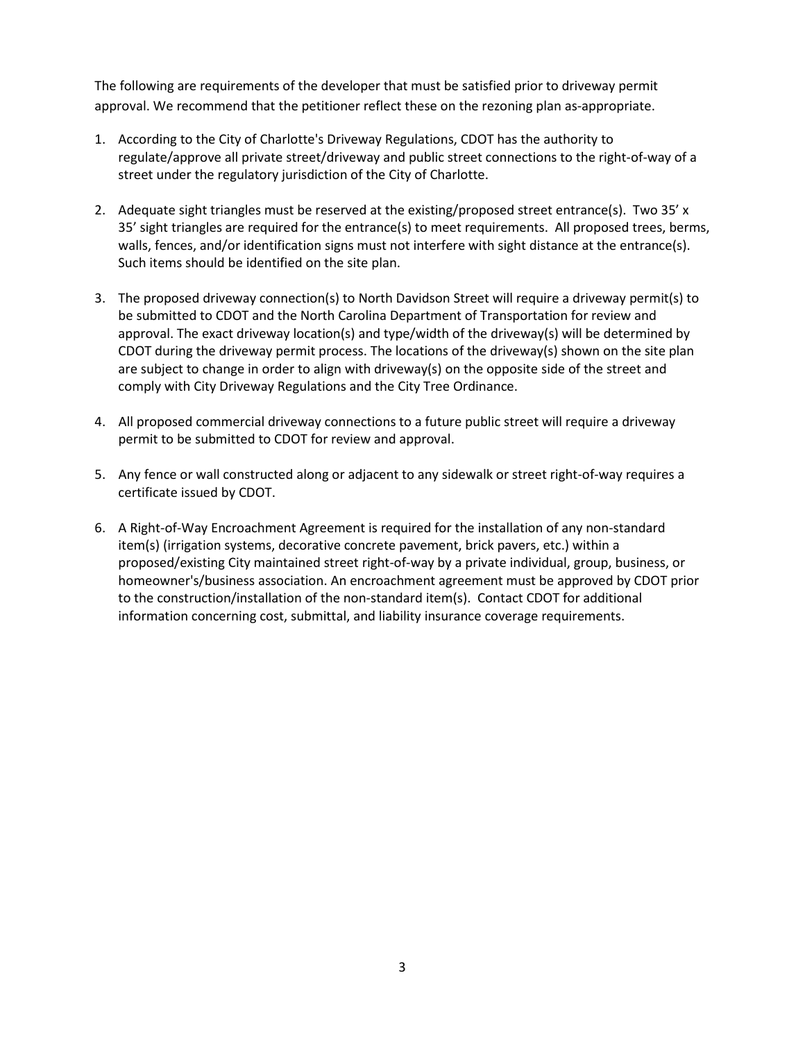The following are requirements of the developer that must be satisfied prior to driveway permit approval. We recommend that the petitioner reflect these on the rezoning plan as-appropriate.

1. According to the City of Charlotte's Driveway Regulations, CDOT has the authority to regulate/approve all private street/driveway and public street connections to the right-of-way of a street under the regulatory jurisdiction of the City of Charlotte.

2. Adequate sight triangles must be reserved at the existing/proposed street entrance(s). Two 35' x 35' sight triangles are required for the entrance(s) to meet requirements. All proposed trees, berms, walls, fences, and/or identification signs must not interfere with sight distance at the entrance(s). Such items should be identified on the site plan.

3. The proposed driveway connection(s) to North Davidson Street will require a driveway permit(s) to be submitted to CDOT and the North Carolina Department of Transportation for review and approval. The exact driveway location(s) and type/width of the driveway(s) will be determined by CDOT during the driveway permit process. The locations of the driveway(s) shown on the site plan are subject to change in order to align with driveway(s) on the opposite side of the street and comply with City Driveway Regulations and the City Tree Ordinance.

4. All proposed commercial driveway connections to a future public street will require a driveway permit to be submitted to CDOT for review and approval.

5. Any fence or wall constructed along or adjacent to any sidewalk or street right-of-way requires a certificate issued by CDOT.

6. A Right-of-Way Encroachment Agreement is required for the installation of any non-standard item(s) (irrigation systems, decorative concrete pavement, brick pavers, etc.) within a proposed/existing City maintained street right-of-way by a private individual, group, business, or homeowner's/business association. An encroachment agreement must be approved by CDOT prior to the construction/installation of the non-standard item(s). Contact CDOT for additional information concerning cost, submittal, and liability insurance coverage requirements.